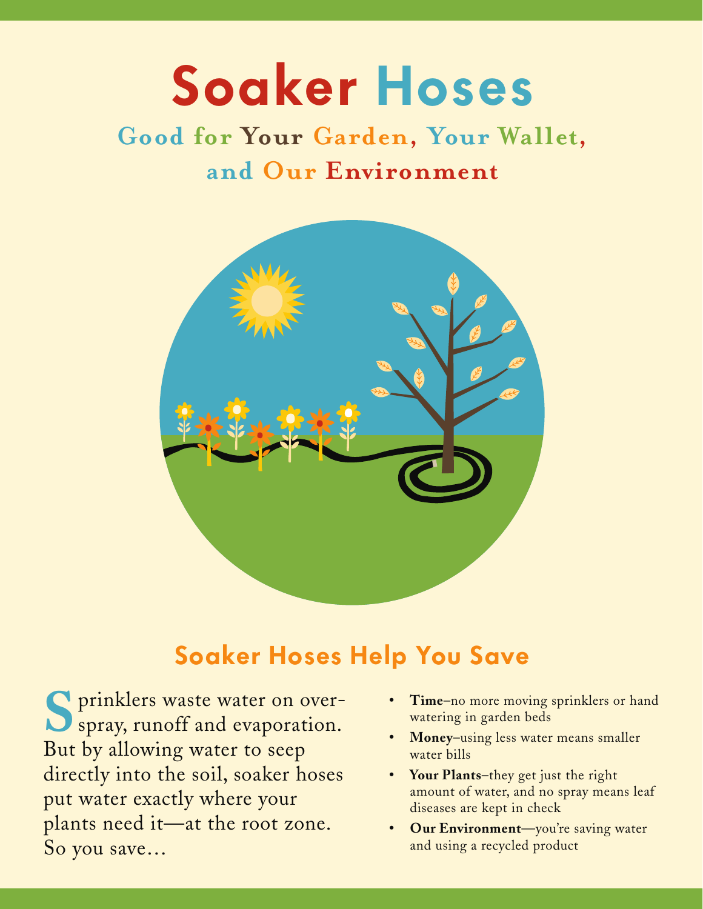# Soaker Hoses

## Good for Your Garden, Your Wallet, and Our Environment

## Soaker Hoses Help You Save

Sprinklers waste water on over-spray, runoff and evaporation. But by allowing water to seep directly into the soil, soaker hoses put water exactly where your plants need it—at the root zone. So you save…

- **Time**–no more moving sprinklers or hand watering in garden beds
- **Money**–using less water means smaller water bills
- **Your Plants**–they get just the right amount of water, and no spray means leaf diseases are kept in check
- **Our Environment**—you're saving water and using a recycled product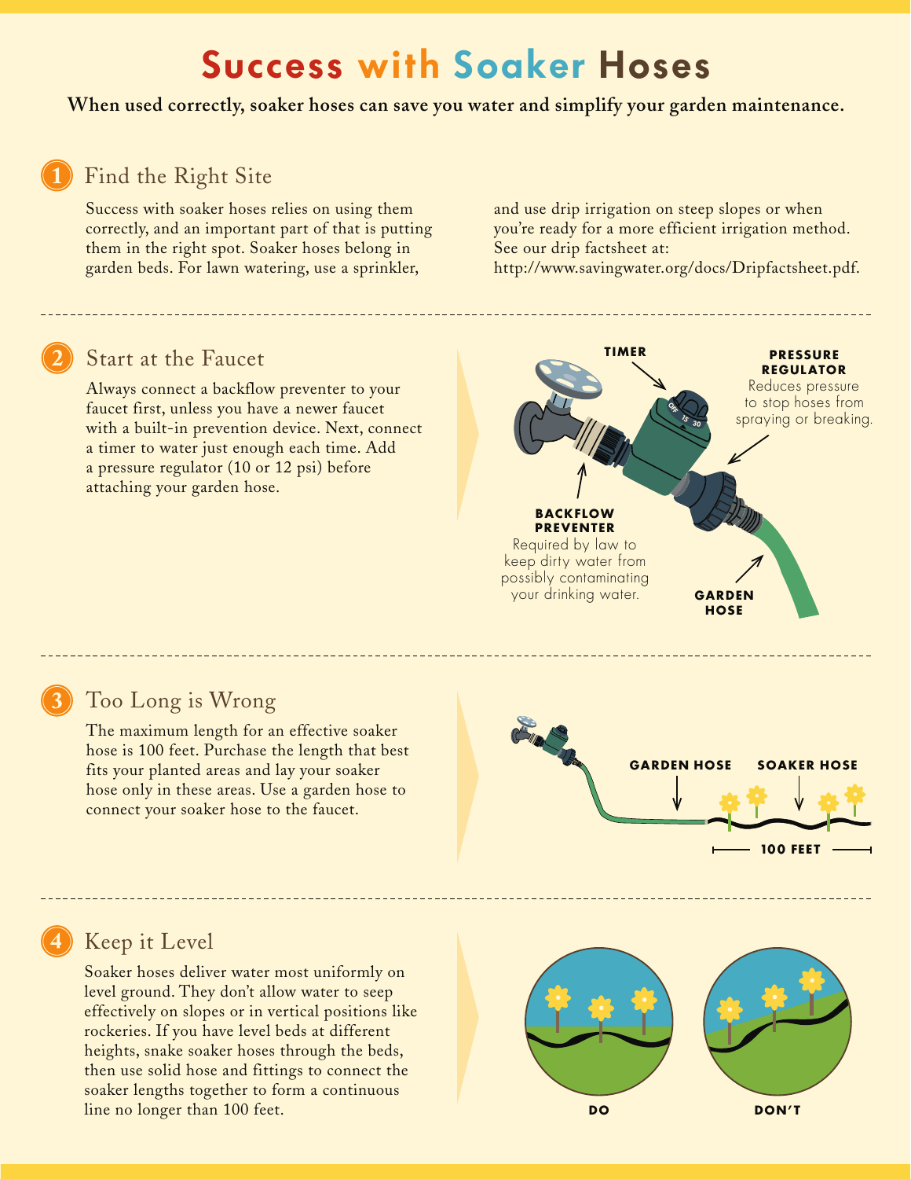# Success with Soaker Hoses

**When used correctly, soaker hoses can save you water and simplify your garden maintenance.**

## 1 Find the Right Site

Success with soaker hoses relies on using them correctly, and an important part of that is putting them in the right spot. Soaker hoses belong in garden beds. For lawn watering, use a sprinkler, and use drip irrigation on steep slopes or when you're ready for a more efficient irrigation method. See our drip factsheet at: http://www.savingwater.org/docs/Dripfactsheet.pdf.

## 2 Start at the Faucet

Always connect a backflow preventer to your faucet first, unless you have a newer faucet with a built-in prevention device. Next, connect a timer to water just enough each time. Add a pressure regulator (10 or 12 psi) before attaching your garden hose.

**TIMER**

**PRESSURE REGULATOR**
Reduces pressure to stop hoses from spraying or breaking.

**BACKFLOW PREVENTER**
Required by law to keep dirty water from possibly contaminating your drinking water.

**GARDEN HOSE**

## 3 Too Long is Wrong

The maximum length for an effective soaker hose is 100 feet. Purchase the length that best fits your planted areas and lay your soaker hose only in these areas. Use a garden hose to connect your soaker hose to the faucet.

**GARDEN HOSE** **SOAKER HOSE**

**100 FEET**

## 4 Keep it Level

Soaker hoses deliver water most uniformly on level ground. They don't allow water to seep effectively on slopes or in vertical positions like rockeries. If you have level beds at different heights, snake soaker hoses through the beds, then use solid hose and fittings to connect the soaker lengths together to form a continuous line no longer than 100 feet.

**DO** **DON'T**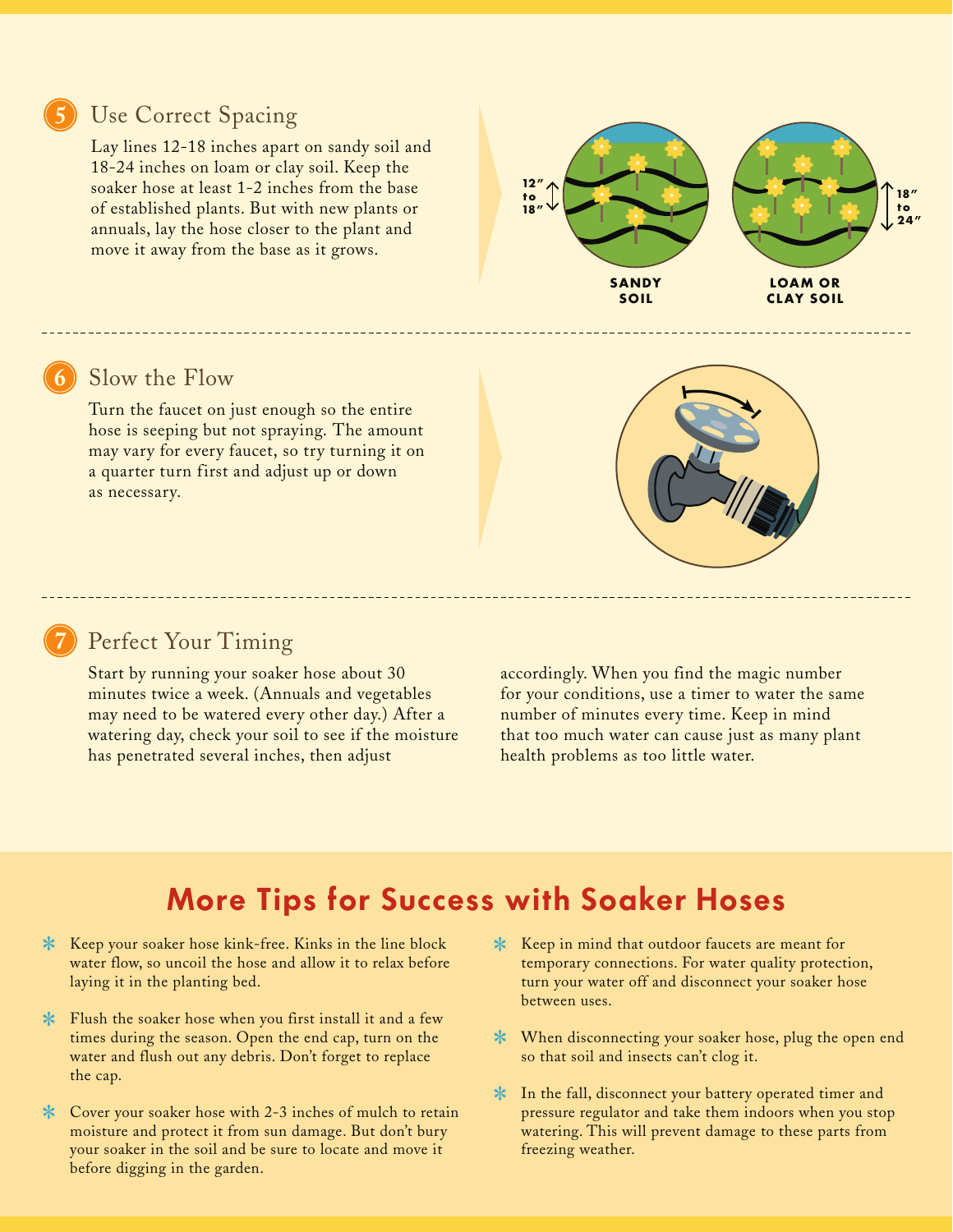## 5 Use Correct Spacing

Lay lines 12-18 inches apart on sandy soil and 18-24 inches on loam or clay soil. Keep the soaker hose at least 1-2 inches from the base of established plants. But with new plants or annuals, lay the hose closer to the plant and move it away from the base as it grows.

12″ to 18″

SANDY SOIL

18″ to 24″

LOAM OR CLAY SOIL

## 6 Slow the Flow

Turn the faucet on just enough so the entire hose is seeping but not spraying. The amount may vary for every faucet, so try turning it on a quarter turn first and adjust up or down as necessary.

## 7 Perfect Your Timing

Start by running your soaker hose about 30 minutes twice a week. (Annuals and vegetables may need to be watered every other day.) After a watering day, check your soil to see if the moisture has penetrated several inches, then adjust accordingly. When you find the magic number for your conditions, use a timer to water the same number of minutes every time. Keep in mind that too much water can cause just as many plant health problems as too little water.

# More Tips for Success with Soaker Hoses

- Keep your soaker hose kink-free. Kinks in the line block water flow, so uncoil the hose and allow it to relax before laying it in the planting bed.
- Flush the soaker hose when you first install it and a few times during the season. Open the end cap, turn on the water and flush out any debris. Don't forget to replace the cap.
- Cover your soaker hose with 2-3 inches of mulch to retain moisture and protect it from sun damage. But don't bury your soaker in the soil and be sure to locate and move it before digging in the garden.
- Keep in mind that outdoor faucets are meant for temporary connections. For water quality protection, turn your water off and disconnect your soaker hose between uses.
- When disconnecting your soaker hose, plug the open end so that soil and insects can't clog it.
- In the fall, disconnect your battery operated timer and pressure regulator and take them indoors when you stop watering. This will prevent damage to these parts from freezing weather.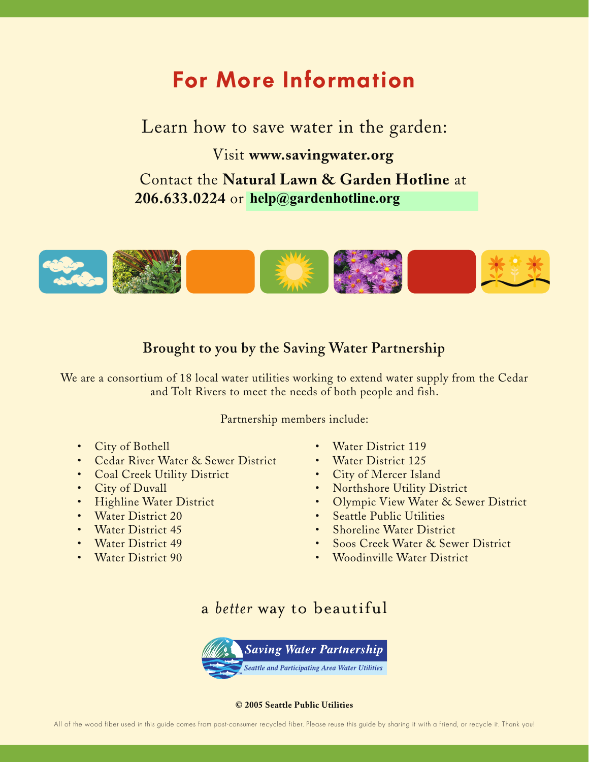# For More Information

Learn how to save water in the garden:

Visit **www.savingwater.org**

Contact the **Natural Lawn & Garden Hotline** at **206.633.0224** or **help@gardenhotline.org**

### Brought to you by the Saving Water Partnership

We are a consortium of 18 local water utilities working to extend water supply from the Cedar and Tolt Rivers to meet the needs of both people and fish.

Partnership members include:

- City of Bothell
- Cedar River Water & Sewer District
- Coal Creek Utility District
- City of Duvall
- Highline Water District
- Water District 20
- Water District 45
- Water District 49
- Water District 90
- Water District 119
- Water District 125
- City of Mercer Island
- Northshore Utility District
- Olympic View Water & Sewer District
- Seattle Public Utilities
- Shoreline Water District
- Soos Creek Water & Sewer District
- Woodinville Water District

a *better* way to beautiful

Saving Water Partnership
Seattle and Participating Area Water Utilities

**© 2005 Seattle Public Utilities**

All of the wood fiber used in this guide comes from post-consumer recycled fiber. Please reuse this guide by sharing it with a friend, or recycle it. Thank you!